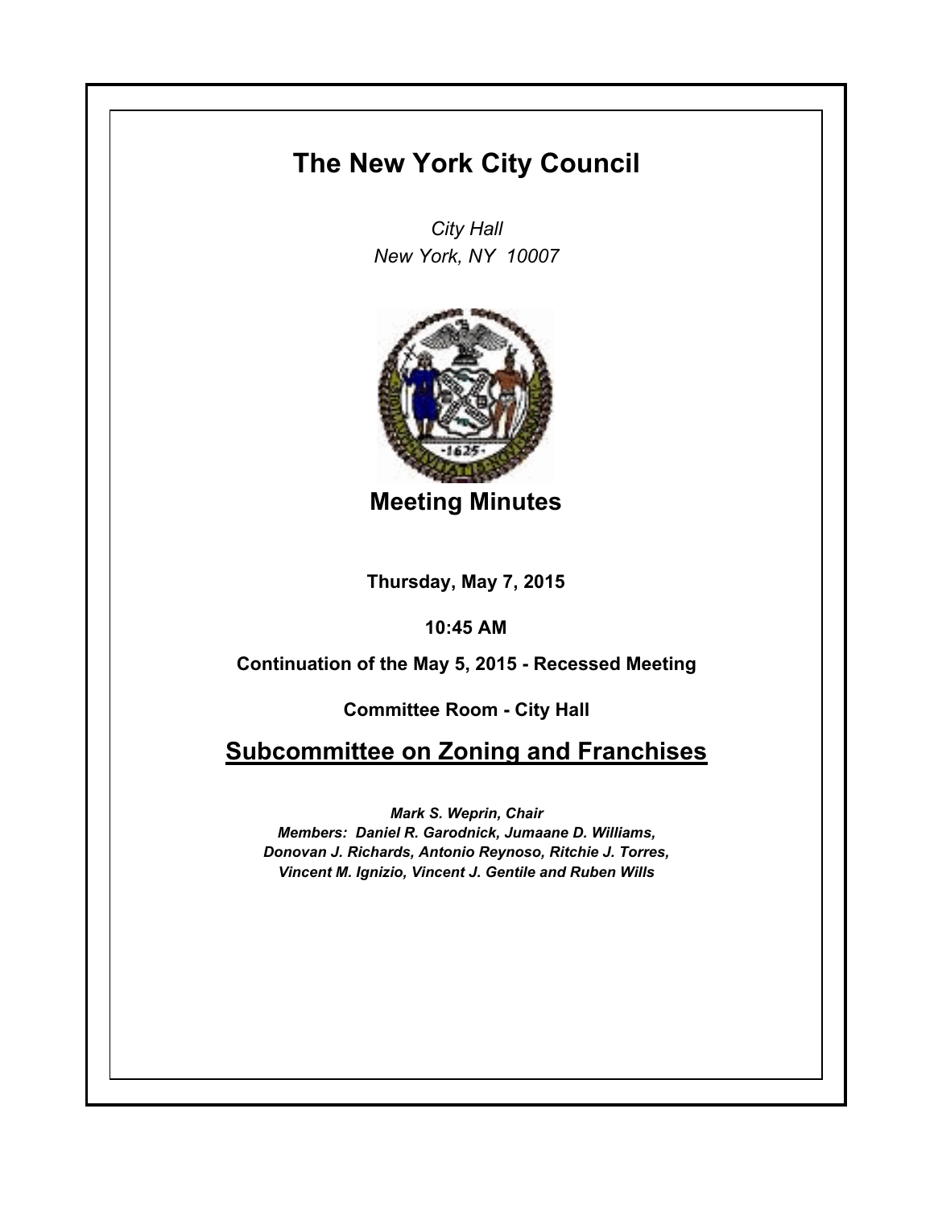# The New York City Council

*City Hall*
*New York, NY 10007*

## Meeting Minutes

**Thursday, May 7, 2015**

**10:45 AM**

**Continuation of the May 5, 2015 - Recessed Meeting**

**Committee Room - City Hall**

## Subcommittee on Zoning and Franchises

***Mark S. Weprin, Chair***
***Members: Daniel R. Garodnick, Jumaane D. Williams, Donovan J. Richards, Antonio Reynoso, Ritchie J. Torres, Vincent M. Ignizio, Vincent J. Gentile and Ruben Wills***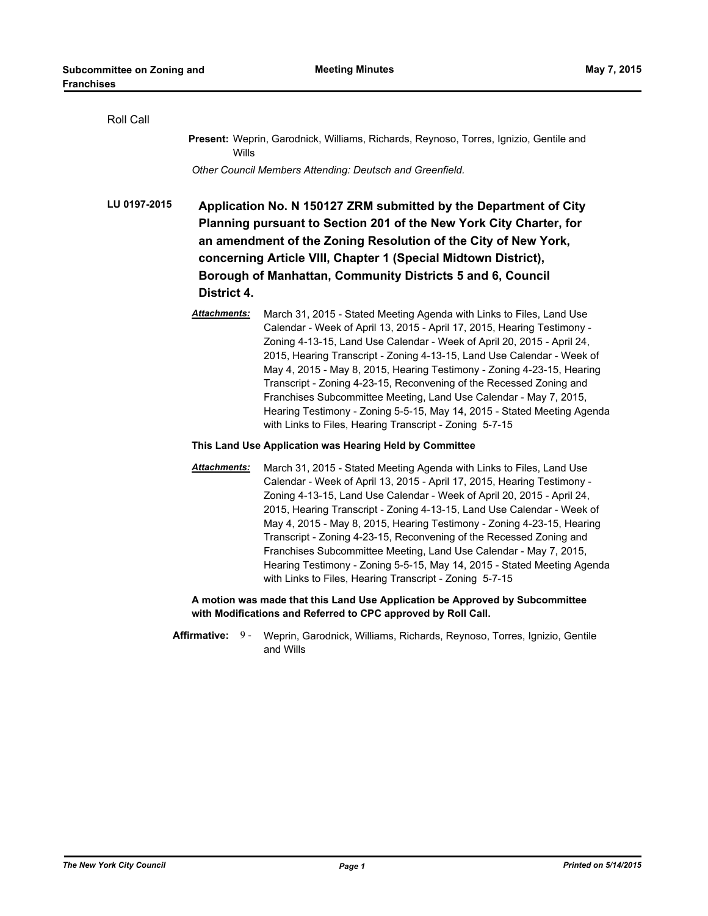Roll Call

**Present:** Weprin, Garodnick, Williams, Richards, Reynoso, Torres, Ignizio, Gentile and Wills

*Other Council Members Attending: Deutsch and Greenfield.*

**LU 0197-2015** **Application No. N 150127 ZRM submitted by the Department of City Planning pursuant to Section 201 of the New York City Charter, for an amendment of the Zoning Resolution of the City of New York, concerning Article VIII, Chapter 1 (Special Midtown District), Borough of Manhattan, Community Districts 5 and 6, Council District 4.**

***Attachments:*** March 31, 2015 - Stated Meeting Agenda with Links to Files, Land Use Calendar - Week of April 13, 2015 - April 17, 2015, Hearing Testimony - Zoning 4-13-15, Land Use Calendar - Week of April 20, 2015 - April 24, 2015, Hearing Transcript - Zoning 4-13-15, Land Use Calendar - Week of May 4, 2015 - May 8, 2015, Hearing Testimony - Zoning 4-23-15, Hearing Transcript - Zoning 4-23-15, Reconvening of the Recessed Zoning and Franchises Subcommittee Meeting, Land Use Calendar - May 7, 2015, Hearing Testimony - Zoning 5-5-15, May 14, 2015 - Stated Meeting Agenda with Links to Files, Hearing Transcript - Zoning 5-7-15

**This Land Use Application was Hearing Held by Committee**

***Attachments:*** March 31, 2015 - Stated Meeting Agenda with Links to Files, Land Use Calendar - Week of April 13, 2015 - April 17, 2015, Hearing Testimony - Zoning 4-13-15, Land Use Calendar - Week of April 20, 2015 - April 24, 2015, Hearing Transcript - Zoning 4-13-15, Land Use Calendar - Week of May 4, 2015 - May 8, 2015, Hearing Testimony - Zoning 4-23-15, Hearing Transcript - Zoning 4-23-15, Reconvening of the Recessed Zoning and Franchises Subcommittee Meeting, Land Use Calendar - May 7, 2015, Hearing Testimony - Zoning 5-5-15, May 14, 2015 - Stated Meeting Agenda with Links to Files, Hearing Transcript - Zoning 5-7-15

**A motion was made that this Land Use Application be Approved by Subcommittee with Modifications and Referred to CPC approved by Roll Call.**

**Affirmative:** 9 - Weprin, Garodnick, Williams, Richards, Reynoso, Torres, Ignizio, Gentile and Wills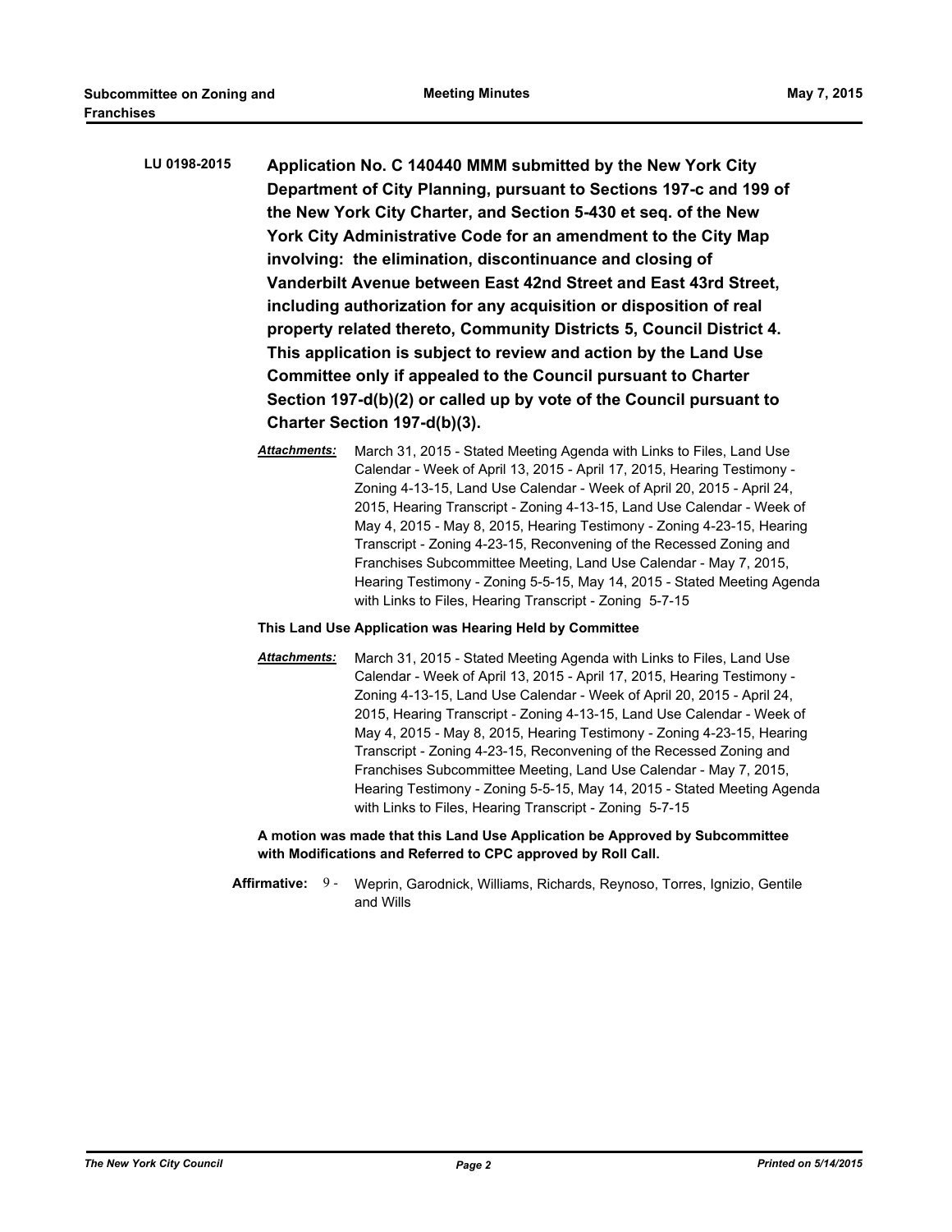**LU 0198-2015** **Application No. C 140440 MMM submitted by the New York City Department of City Planning, pursuant to Sections 197-c and 199 of the New York City Charter, and Section 5-430 et seq. of the New York City Administrative Code for an amendment to the City Map involving: the elimination, discontinuance and closing of Vanderbilt Avenue between East 42nd Street and East 43rd Street, including authorization for any acquisition or disposition of real property related thereto, Community Districts 5, Council District 4. This application is subject to review and action by the Land Use Committee only if appealed to the Council pursuant to Charter Section 197-d(b)(2) or called up by vote of the Council pursuant to Charter Section 197-d(b)(3).**

***Attachments:*** March 31, 2015 - Stated Meeting Agenda with Links to Files, Land Use Calendar - Week of April 13, 2015 - April 17, 2015, Hearing Testimony - Zoning 4-13-15, Land Use Calendar - Week of April 20, 2015 - April 24, 2015, Hearing Transcript - Zoning 4-13-15, Land Use Calendar - Week of May 4, 2015 - May 8, 2015, Hearing Testimony - Zoning 4-23-15, Hearing Transcript - Zoning 4-23-15, Reconvening of the Recessed Zoning and Franchises Subcommittee Meeting, Land Use Calendar - May 7, 2015, Hearing Testimony - Zoning 5-5-15, May 14, 2015 - Stated Meeting Agenda with Links to Files, Hearing Transcript - Zoning 5-7-15

**This Land Use Application was Hearing Held by Committee**

***Attachments:*** March 31, 2015 - Stated Meeting Agenda with Links to Files, Land Use Calendar - Week of April 13, 2015 - April 17, 2015, Hearing Testimony - Zoning 4-13-15, Land Use Calendar - Week of April 20, 2015 - April 24, 2015, Hearing Transcript - Zoning 4-13-15, Land Use Calendar - Week of May 4, 2015 - May 8, 2015, Hearing Testimony - Zoning 4-23-15, Hearing Transcript - Zoning 4-23-15, Reconvening of the Recessed Zoning and Franchises Subcommittee Meeting, Land Use Calendar - May 7, 2015, Hearing Testimony - Zoning 5-5-15, May 14, 2015 - Stated Meeting Agenda with Links to Files, Hearing Transcript - Zoning 5-7-15

**A motion was made that this Land Use Application be Approved by Subcommittee with Modifications and Referred to CPC approved by Roll Call.**

**Affirmative:** 9 - Weprin, Garodnick, Williams, Richards, Reynoso, Torres, Ignizio, Gentile and Wills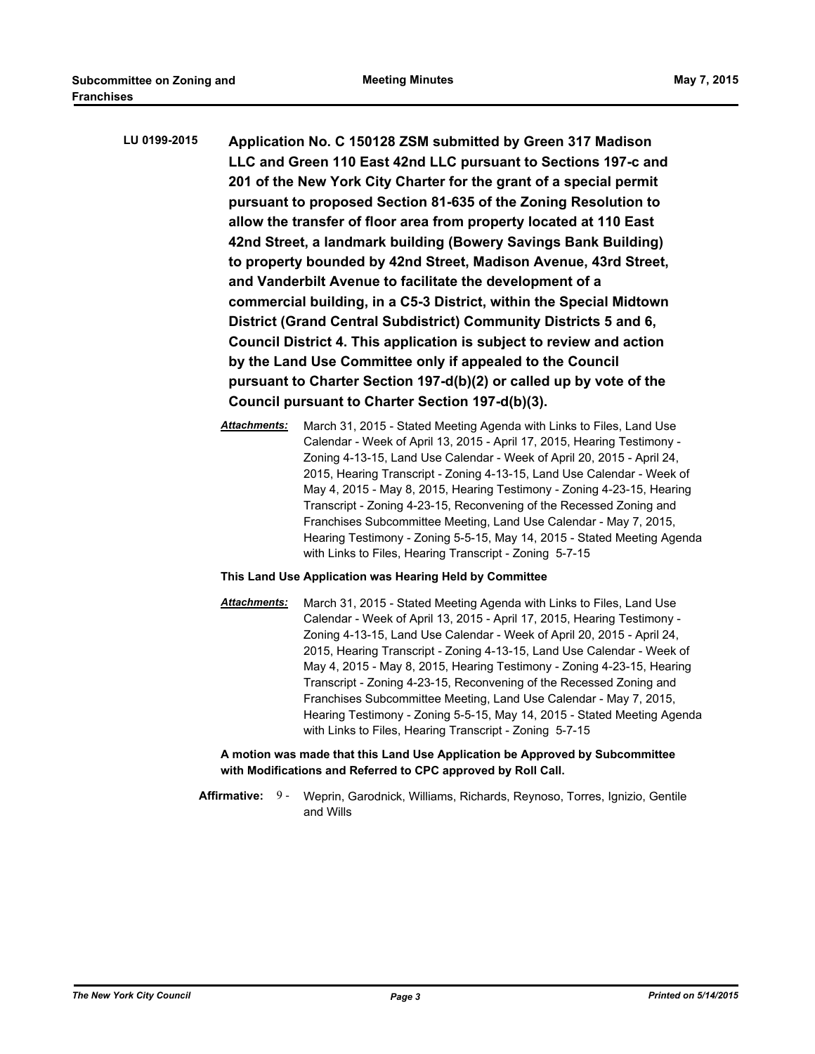**LU 0199-2015** **Application No. C 150128 ZSM submitted by Green 317 Madison LLC and Green 110 East 42nd LLC pursuant to Sections 197-c and 201 of the New York City Charter for the grant of a special permit pursuant to proposed Section 81-635 of the Zoning Resolution to allow the transfer of floor area from property located at 110 East 42nd Street, a landmark building (Bowery Savings Bank Building) to property bounded by 42nd Street, Madison Avenue, 43rd Street, and Vanderbilt Avenue to facilitate the development of a commercial building, in a C5-3 District, within the Special Midtown District (Grand Central Subdistrict) Community Districts 5 and 6, Council District 4. This application is subject to review and action by the Land Use Committee only if appealed to the Council pursuant to Charter Section 197-d(b)(2) or called up by vote of the Council pursuant to Charter Section 197-d(b)(3).**

***Attachments:*** March 31, 2015 - Stated Meeting Agenda with Links to Files, Land Use Calendar - Week of April 13, 2015 - April 17, 2015, Hearing Testimony - Zoning 4-13-15, Land Use Calendar - Week of April 20, 2015 - April 24, 2015, Hearing Transcript - Zoning 4-13-15, Land Use Calendar - Week of May 4, 2015 - May 8, 2015, Hearing Testimony - Zoning 4-23-15, Hearing Transcript - Zoning 4-23-15, Reconvening of the Recessed Zoning and Franchises Subcommittee Meeting, Land Use Calendar - May 7, 2015, Hearing Testimony - Zoning 5-5-15, May 14, 2015 - Stated Meeting Agenda with Links to Files, Hearing Transcript - Zoning 5-7-15

**This Land Use Application was Hearing Held by Committee**

***Attachments:*** March 31, 2015 - Stated Meeting Agenda with Links to Files, Land Use Calendar - Week of April 13, 2015 - April 17, 2015, Hearing Testimony - Zoning 4-13-15, Land Use Calendar - Week of April 20, 2015 - April 24, 2015, Hearing Transcript - Zoning 4-13-15, Land Use Calendar - Week of May 4, 2015 - May 8, 2015, Hearing Testimony - Zoning 4-23-15, Hearing Transcript - Zoning 4-23-15, Reconvening of the Recessed Zoning and Franchises Subcommittee Meeting, Land Use Calendar - May 7, 2015, Hearing Testimony - Zoning 5-5-15, May 14, 2015 - Stated Meeting Agenda with Links to Files, Hearing Transcript - Zoning 5-7-15

**A motion was made that this Land Use Application be Approved by Subcommittee with Modifications and Referred to CPC approved by Roll Call.**

**Affirmative:** 9 - Weprin, Garodnick, Williams, Richards, Reynoso, Torres, Ignizio, Gentile and Wills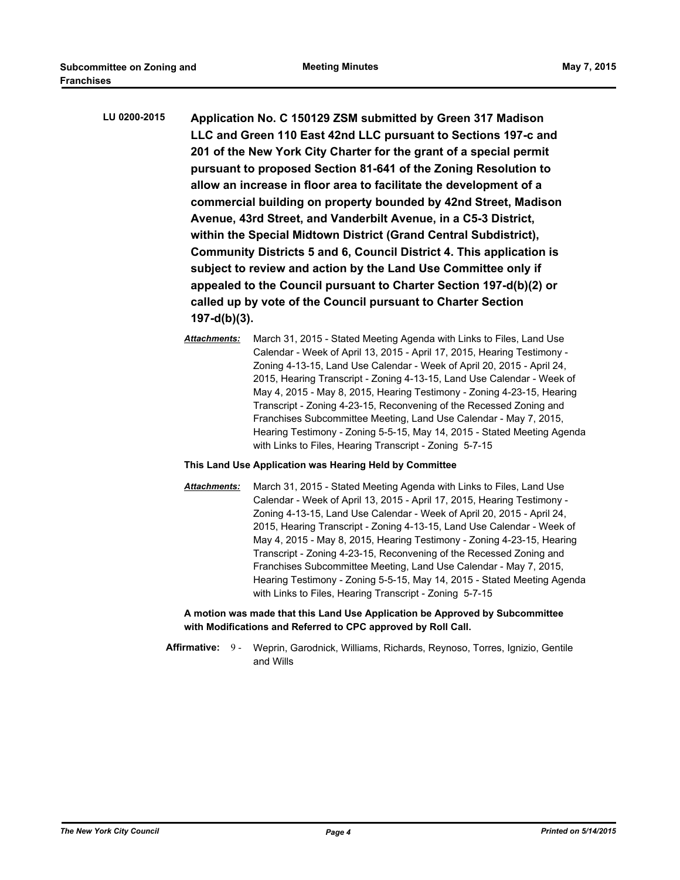**LU 0200-2015** **Application No. C 150129 ZSM submitted by Green 317 Madison LLC and Green 110 East 42nd LLC pursuant to Sections 197-c and 201 of the New York City Charter for the grant of a special permit pursuant to proposed Section 81-641 of the Zoning Resolution to allow an increase in floor area to facilitate the development of a commercial building on property bounded by 42nd Street, Madison Avenue, 43rd Street, and Vanderbilt Avenue, in a C5-3 District, within the Special Midtown District (Grand Central Subdistrict), Community Districts 5 and 6, Council District 4. This application is subject to review and action by the Land Use Committee only if appealed to the Council pursuant to Charter Section 197-d(b)(2) or called up by vote of the Council pursuant to Charter Section 197-d(b)(3).**

***Attachments:*** March 31, 2015 - Stated Meeting Agenda with Links to Files, Land Use Calendar - Week of April 13, 2015 - April 17, 2015, Hearing Testimony - Zoning 4-13-15, Land Use Calendar - Week of April 20, 2015 - April 24, 2015, Hearing Transcript - Zoning 4-13-15, Land Use Calendar - Week of May 4, 2015 - May 8, 2015, Hearing Testimony - Zoning 4-23-15, Hearing Transcript - Zoning 4-23-15, Reconvening of the Recessed Zoning and Franchises Subcommittee Meeting, Land Use Calendar - May 7, 2015, Hearing Testimony - Zoning 5-5-15, May 14, 2015 - Stated Meeting Agenda with Links to Files, Hearing Transcript - Zoning 5-7-15

**This Land Use Application was Hearing Held by Committee**

***Attachments:*** March 31, 2015 - Stated Meeting Agenda with Links to Files, Land Use Calendar - Week of April 13, 2015 - April 17, 2015, Hearing Testimony - Zoning 4-13-15, Land Use Calendar - Week of April 20, 2015 - April 24, 2015, Hearing Transcript - Zoning 4-13-15, Land Use Calendar - Week of May 4, 2015 - May 8, 2015, Hearing Testimony - Zoning 4-23-15, Hearing Transcript - Zoning 4-23-15, Reconvening of the Recessed Zoning and Franchises Subcommittee Meeting, Land Use Calendar - May 7, 2015, Hearing Testimony - Zoning 5-5-15, May 14, 2015 - Stated Meeting Agenda with Links to Files, Hearing Transcript - Zoning 5-7-15

**A motion was made that this Land Use Application be Approved by Subcommittee with Modifications and Referred to CPC approved by Roll Call.**

**Affirmative:** 9 - Weprin, Garodnick, Williams, Richards, Reynoso, Torres, Ignizio, Gentile and Wills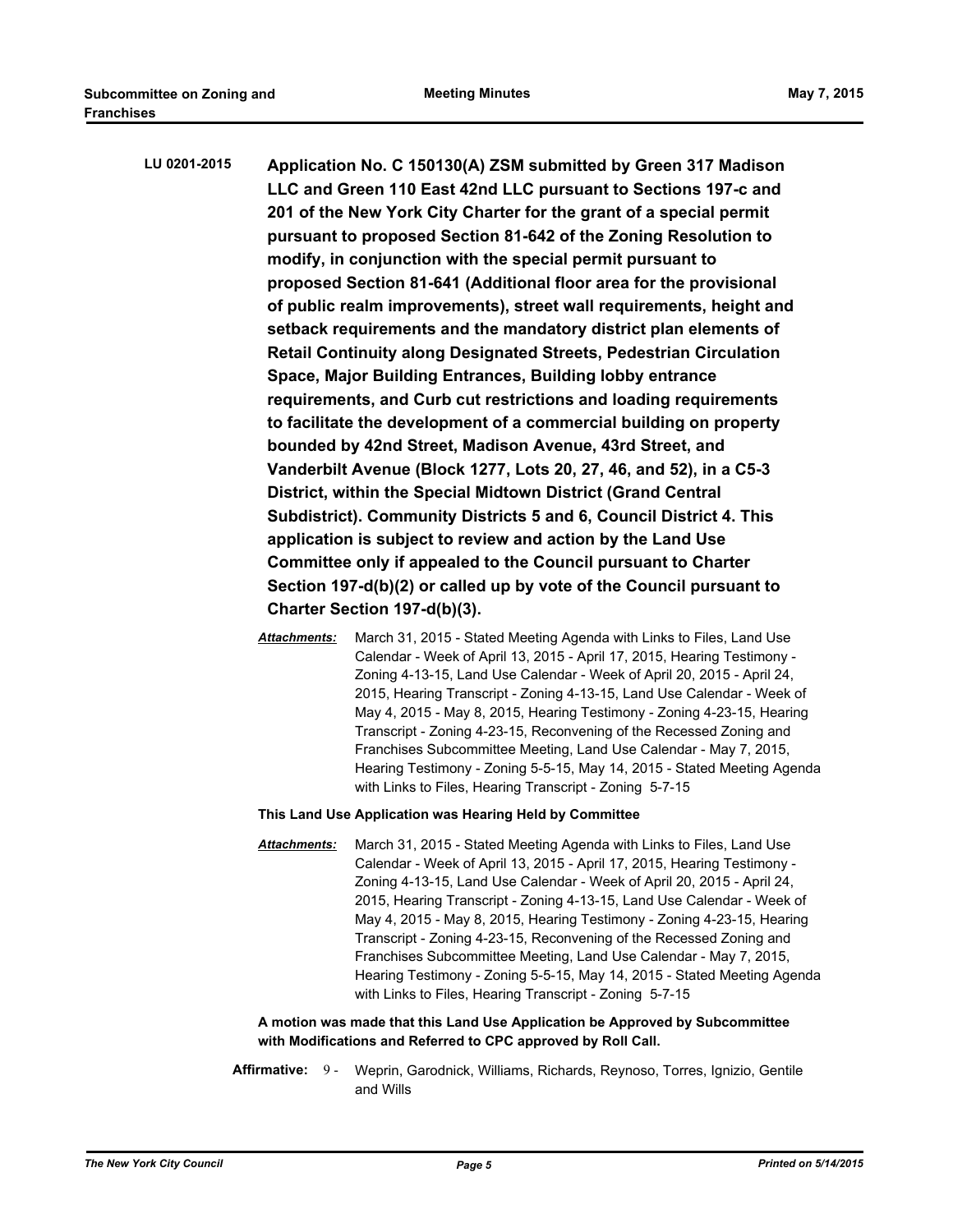**LU 0201-2015** **Application No. C 150130(A) ZSM submitted by Green 317 Madison LLC and Green 110 East 42nd LLC pursuant to Sections 197-c and 201 of the New York City Charter for the grant of a special permit pursuant to proposed Section 81-642 of the Zoning Resolution to modify, in conjunction with the special permit pursuant to proposed Section 81-641 (Additional floor area for the provisional of public realm improvements), street wall requirements, height and setback requirements and the mandatory district plan elements of Retail Continuity along Designated Streets, Pedestrian Circulation Space, Major Building Entrances, Building lobby entrance requirements, and Curb cut restrictions and loading requirements to facilitate the development of a commercial building on property bounded by 42nd Street, Madison Avenue, 43rd Street, and Vanderbilt Avenue (Block 1277, Lots 20, 27, 46, and 52), in a C5-3 District, within the Special Midtown District (Grand Central Subdistrict). Community Districts 5 and 6, Council District 4. This application is subject to review and action by the Land Use Committee only if appealed to the Council pursuant to Charter Section 197-d(b)(2) or called up by vote of the Council pursuant to Charter Section 197-d(b)(3).**

***Attachments:*** March 31, 2015 - Stated Meeting Agenda with Links to Files, Land Use Calendar - Week of April 13, 2015 - April 17, 2015, Hearing Testimony - Zoning 4-13-15, Land Use Calendar - Week of April 20, 2015 - April 24, 2015, Hearing Transcript - Zoning 4-13-15, Land Use Calendar - Week of May 4, 2015 - May 8, 2015, Hearing Testimony - Zoning 4-23-15, Hearing Transcript - Zoning 4-23-15, Reconvening of the Recessed Zoning and Franchises Subcommittee Meeting, Land Use Calendar - May 7, 2015, Hearing Testimony - Zoning 5-5-15, May 14, 2015 - Stated Meeting Agenda with Links to Files, Hearing Transcript - Zoning 5-7-15

**This Land Use Application was Hearing Held by Committee**

***Attachments:*** March 31, 2015 - Stated Meeting Agenda with Links to Files, Land Use Calendar - Week of April 13, 2015 - April 17, 2015, Hearing Testimony - Zoning 4-13-15, Land Use Calendar - Week of April 20, 2015 - April 24, 2015, Hearing Transcript - Zoning 4-13-15, Land Use Calendar - Week of May 4, 2015 - May 8, 2015, Hearing Testimony - Zoning 4-23-15, Hearing Transcript - Zoning 4-23-15, Reconvening of the Recessed Zoning and Franchises Subcommittee Meeting, Land Use Calendar - May 7, 2015, Hearing Testimony - Zoning 5-5-15, May 14, 2015 - Stated Meeting Agenda with Links to Files, Hearing Transcript - Zoning 5-7-15

**A motion was made that this Land Use Application be Approved by Subcommittee with Modifications and Referred to CPC approved by Roll Call.**

**Affirmative:** 9 - Weprin, Garodnick, Williams, Richards, Reynoso, Torres, Ignizio, Gentile and Wills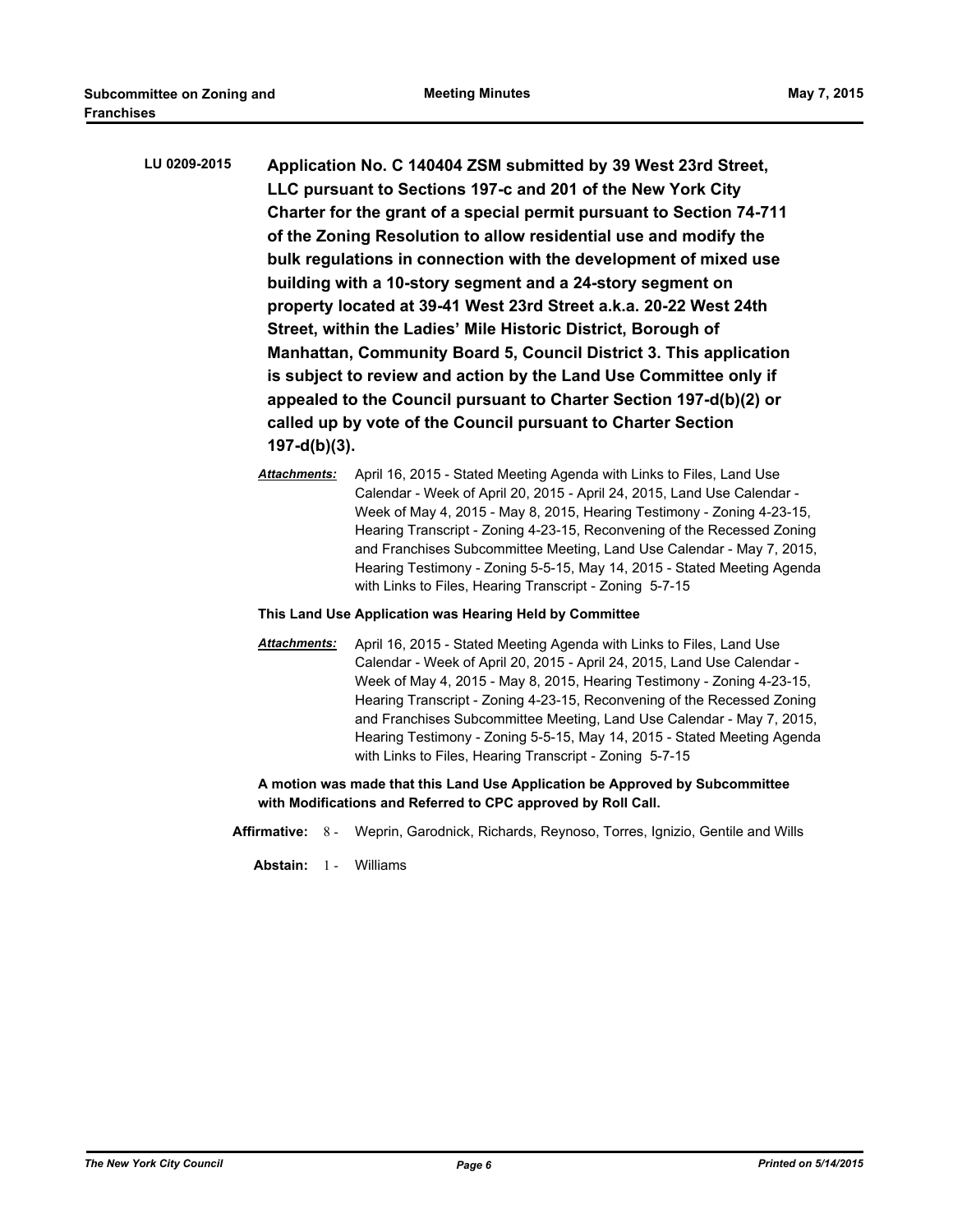**LU 0209-2015** **Application No. C 140404 ZSM submitted by 39 West 23rd Street, LLC pursuant to Sections 197-c and 201 of the New York City Charter for the grant of a special permit pursuant to Section 74-711 of the Zoning Resolution to allow residential use and modify the bulk regulations in connection with the development of mixed use building with a 10-story segment and a 24-story segment on property located at 39-41 West 23rd Street a.k.a. 20-22 West 24th Street, within the Ladies' Mile Historic District, Borough of Manhattan, Community Board 5, Council District 3. This application is subject to review and action by the Land Use Committee only if appealed to the Council pursuant to Charter Section 197-d(b)(2) or called up by vote of the Council pursuant to Charter Section 197-d(b)(3).**

***Attachments:*** April 16, 2015 - Stated Meeting Agenda with Links to Files, Land Use Calendar - Week of April 20, 2015 - April 24, 2015, Land Use Calendar - Week of May 4, 2015 - May 8, 2015, Hearing Testimony - Zoning 4-23-15, Hearing Transcript - Zoning 4-23-15, Reconvening of the Recessed Zoning and Franchises Subcommittee Meeting, Land Use Calendar - May 7, 2015, Hearing Testimony - Zoning 5-5-15, May 14, 2015 - Stated Meeting Agenda with Links to Files, Hearing Transcript - Zoning 5-7-15

**This Land Use Application was Hearing Held by Committee**

***Attachments:*** April 16, 2015 - Stated Meeting Agenda with Links to Files, Land Use Calendar - Week of April 20, 2015 - April 24, 2015, Land Use Calendar - Week of May 4, 2015 - May 8, 2015, Hearing Testimony - Zoning 4-23-15, Hearing Transcript - Zoning 4-23-15, Reconvening of the Recessed Zoning and Franchises Subcommittee Meeting, Land Use Calendar - May 7, 2015, Hearing Testimony - Zoning 5-5-15, May 14, 2015 - Stated Meeting Agenda with Links to Files, Hearing Transcript - Zoning 5-7-15

**A motion was made that this Land Use Application be Approved by Subcommittee with Modifications and Referred to CPC approved by Roll Call.**

**Affirmative:** 8 - Weprin, Garodnick, Richards, Reynoso, Torres, Ignizio, Gentile and Wills

**Abstain:** 1 - Williams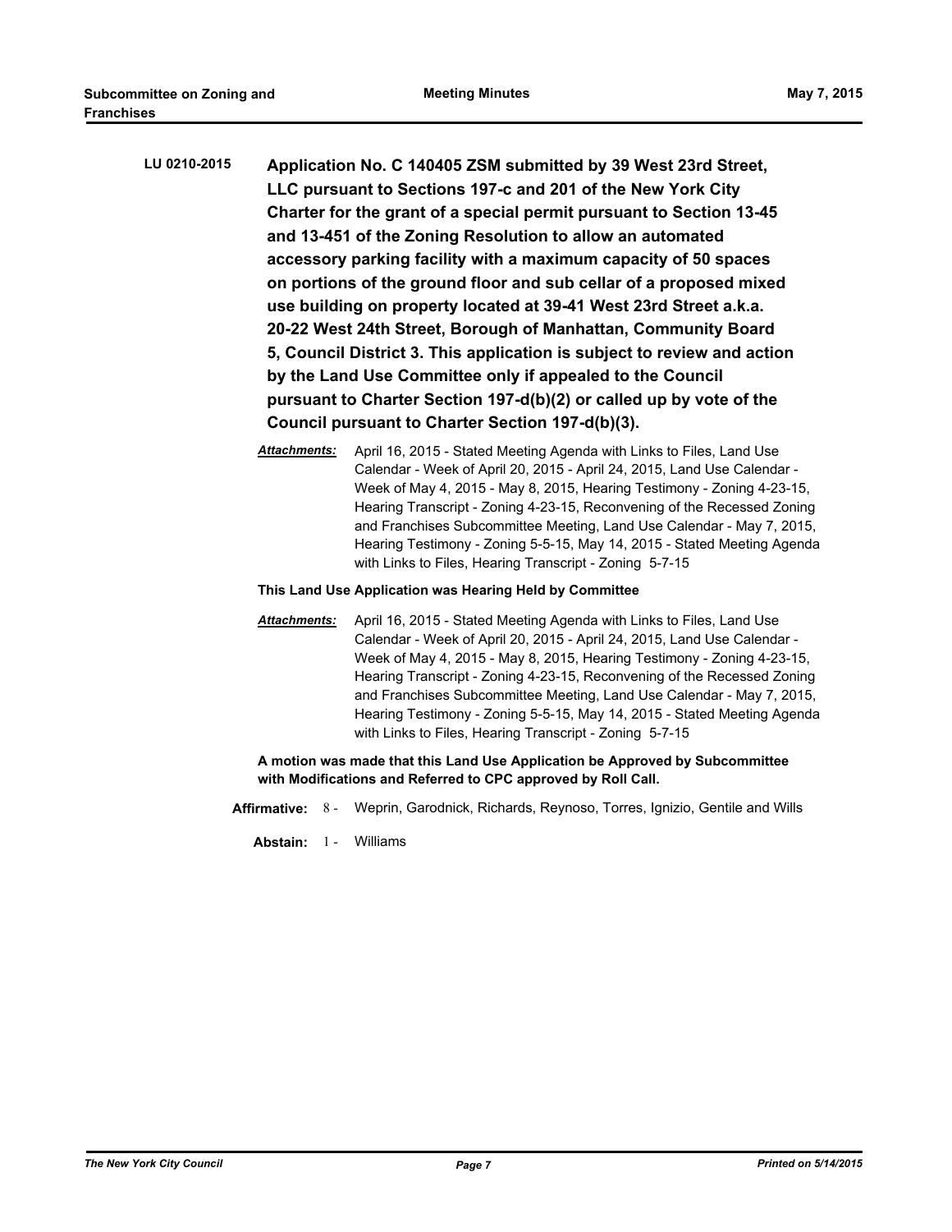**LU 0210-2015** **Application No. C 140405 ZSM submitted by 39 West 23rd Street, LLC pursuant to Sections 197-c and 201 of the New York City Charter for the grant of a special permit pursuant to Section 13-45 and 13-451 of the Zoning Resolution to allow an automated accessory parking facility with a maximum capacity of 50 spaces on portions of the ground floor and sub cellar of a proposed mixed use building on property located at 39-41 West 23rd Street a.k.a. 20-22 West 24th Street, Borough of Manhattan, Community Board 5, Council District 3. This application is subject to review and action by the Land Use Committee only if appealed to the Council pursuant to Charter Section 197-d(b)(2) or called up by vote of the Council pursuant to Charter Section 197-d(b)(3).**

***Attachments:*** April 16, 2015 - Stated Meeting Agenda with Links to Files, Land Use Calendar - Week of April 20, 2015 - April 24, 2015, Land Use Calendar - Week of May 4, 2015 - May 8, 2015, Hearing Testimony - Zoning 4-23-15, Hearing Transcript - Zoning 4-23-15, Reconvening of the Recessed Zoning and Franchises Subcommittee Meeting, Land Use Calendar - May 7, 2015, Hearing Testimony - Zoning 5-5-15, May 14, 2015 - Stated Meeting Agenda with Links to Files, Hearing Transcript - Zoning 5-7-15

**This Land Use Application was Hearing Held by Committee**

***Attachments:*** April 16, 2015 - Stated Meeting Agenda with Links to Files, Land Use Calendar - Week of April 20, 2015 - April 24, 2015, Land Use Calendar - Week of May 4, 2015 - May 8, 2015, Hearing Testimony - Zoning 4-23-15, Hearing Transcript - Zoning 4-23-15, Reconvening of the Recessed Zoning and Franchises Subcommittee Meeting, Land Use Calendar - May 7, 2015, Hearing Testimony - Zoning 5-5-15, May 14, 2015 - Stated Meeting Agenda with Links to Files, Hearing Transcript - Zoning 5-7-15

**A motion was made that this Land Use Application be Approved by Subcommittee with Modifications and Referred to CPC approved by Roll Call.**

**Affirmative:** 8 - Weprin, Garodnick, Richards, Reynoso, Torres, Ignizio, Gentile and Wills

**Abstain:** 1 - Williams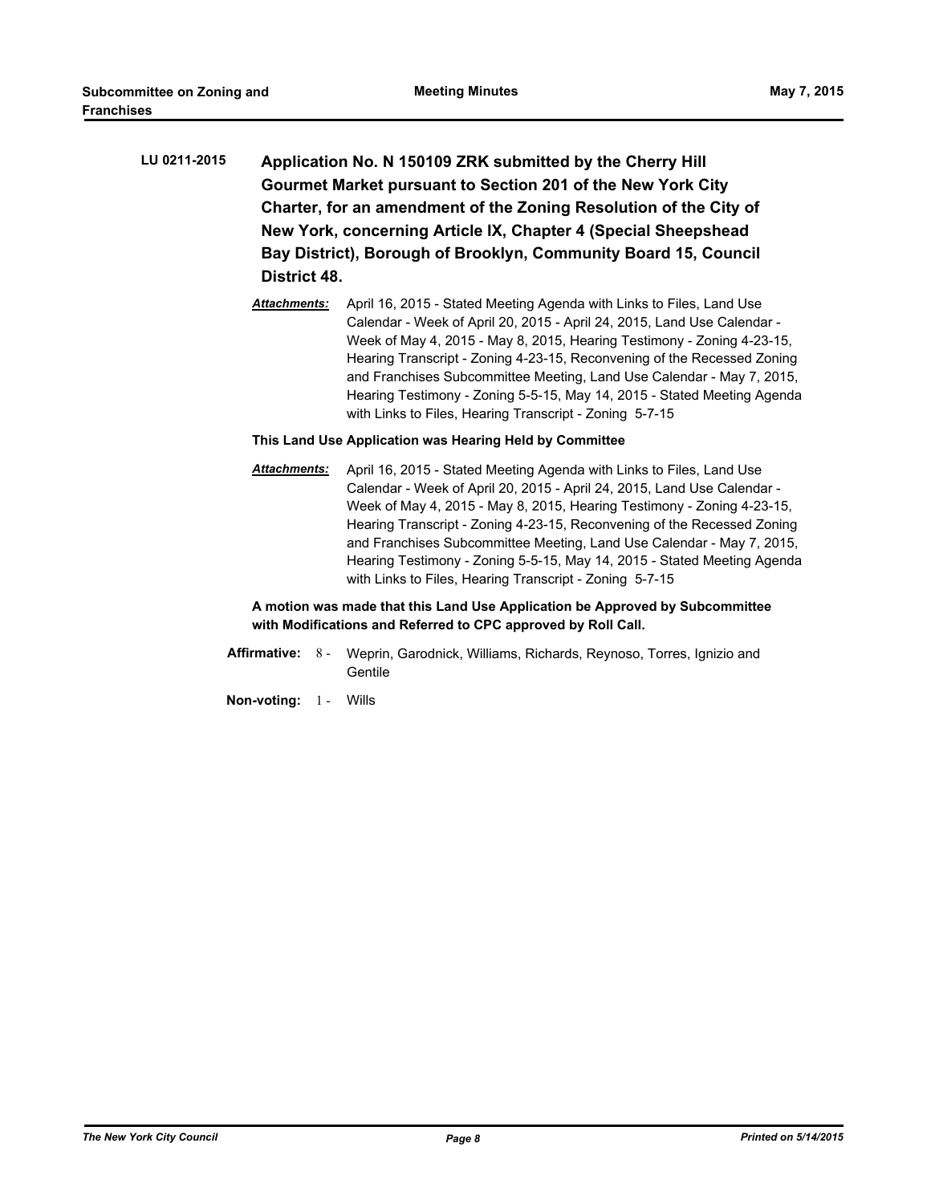**LU 0211-2015** **Application No. N 150109 ZRK submitted by the Cherry Hill Gourmet Market pursuant to Section 201 of the New York City Charter, for an amendment of the Zoning Resolution of the City of New York, concerning Article IX, Chapter 4 (Special Sheepshead Bay District), Borough of Brooklyn, Community Board 15, Council District 48.**

***Attachments:*** April 16, 2015 - Stated Meeting Agenda with Links to Files, Land Use Calendar - Week of April 20, 2015 - April 24, 2015, Land Use Calendar - Week of May 4, 2015 - May 8, 2015, Hearing Testimony - Zoning 4-23-15, Hearing Transcript - Zoning 4-23-15, Reconvening of the Recessed Zoning and Franchises Subcommittee Meeting, Land Use Calendar - May 7, 2015, Hearing Testimony - Zoning 5-5-15, May 14, 2015 - Stated Meeting Agenda with Links to Files, Hearing Transcript - Zoning 5-7-15

**This Land Use Application was Hearing Held by Committee**

***Attachments:*** April 16, 2015 - Stated Meeting Agenda with Links to Files, Land Use Calendar - Week of April 20, 2015 - April 24, 2015, Land Use Calendar - Week of May 4, 2015 - May 8, 2015, Hearing Testimony - Zoning 4-23-15, Hearing Transcript - Zoning 4-23-15, Reconvening of the Recessed Zoning and Franchises Subcommittee Meeting, Land Use Calendar - May 7, 2015, Hearing Testimony - Zoning 5-5-15, May 14, 2015 - Stated Meeting Agenda with Links to Files, Hearing Transcript - Zoning 5-7-15

**A motion was made that this Land Use Application be Approved by Subcommittee with Modifications and Referred to CPC approved by Roll Call.**

**Affirmative:** 8 - Weprin, Garodnick, Williams, Richards, Reynoso, Torres, Ignizio and Gentile

**Non-voting:** 1 - Wills